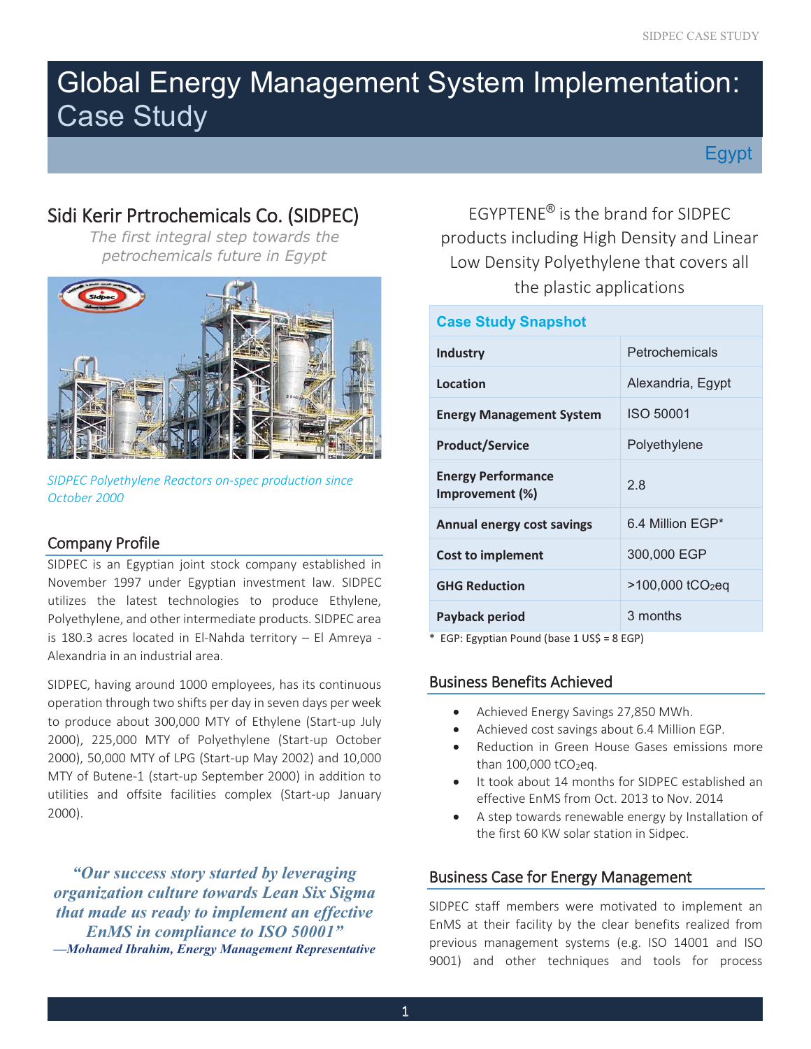# Global Energy Management System Implementation: Case Study

Egypt

## Sidi Kerir Prtrochemicals Co. (SIDPEC)

*The first integral step towards the petrochemicals future in Egypt*

*SIDPEC Polyethylene Reactors on-spec production since October 2000*

### Company Profile

SIDPEC is an Egyptian joint stock company established in November 1997 under Egyptian investment law. SIDPEC utilizes the latest technologies to produce Ethylene, Polyethylene, and other intermediate products. SIDPEC area is 180.3 acres located in El-Nahda territory – El Amreya - Alexandria in an industrial area.

SIDPEC, having around 1000 employees, has its continuous operation through two shifts per day in seven days per week to produce about 300,000 MTY of Ethylene (Start-up July 2000), 225,000 MTY of Polyethylene (Start-up October 2000), 50,000 MTY of LPG (Start-up May 2002) and 10,000 MTY of Butene-1 (start-up September 2000) in addition to utilities and offsite facilities complex (Start-up January 2000).

> *"Our success story started by leveraging organization culture towards Lean Six Sigma that made us ready to implement an effective EnMS in compliance to ISO 50001"*
> *—Mohamed Ibrahim, Energy Management Representative*

EGYPTENE® is the brand for SIDPEC products including High Density and Linear Low Density Polyethylene that covers all the plastic applications

| Case Study Snapshot | |
|---|---|
| **Industry** | Petrochemicals |
| **Location** | Alexandria, Egypt |
| **Energy Management System** | ISO 50001 |
| **Product/Service** | Polyethylene |
| **Energy Performance Improvement (%)** | 2.8 |
| **Annual energy cost savings** | 6.4 Million EGP* |
| **Cost to implement** | 300,000 EGP |
| **GHG Reduction** | >100,000 $tCO_2eq$ |
| **Payback period** | 3 months |

\* EGP: Egyptian Pound (base 1 US$ = 8 EGP)

### Business Benefits Achieved

- Achieved Energy Savings 27,850 MWh.
- Achieved cost savings about 6.4 Million EGP.
- Reduction in Green House Gases emissions more than 100,000 $tCO_2eq$.
- It took about 14 months for SIDPEC established an effective EnMS from Oct. 2013 to Nov. 2014
- A step towards renewable energy by Installation of the first 60 KW solar station in Sidpec.

### Business Case for Energy Management

SIDPEC staff members were motivated to implement an EnMS at their facility by the clear benefits realized from previous management systems (e.g. ISO 14001 and ISO 9001) and other techniques and tools for process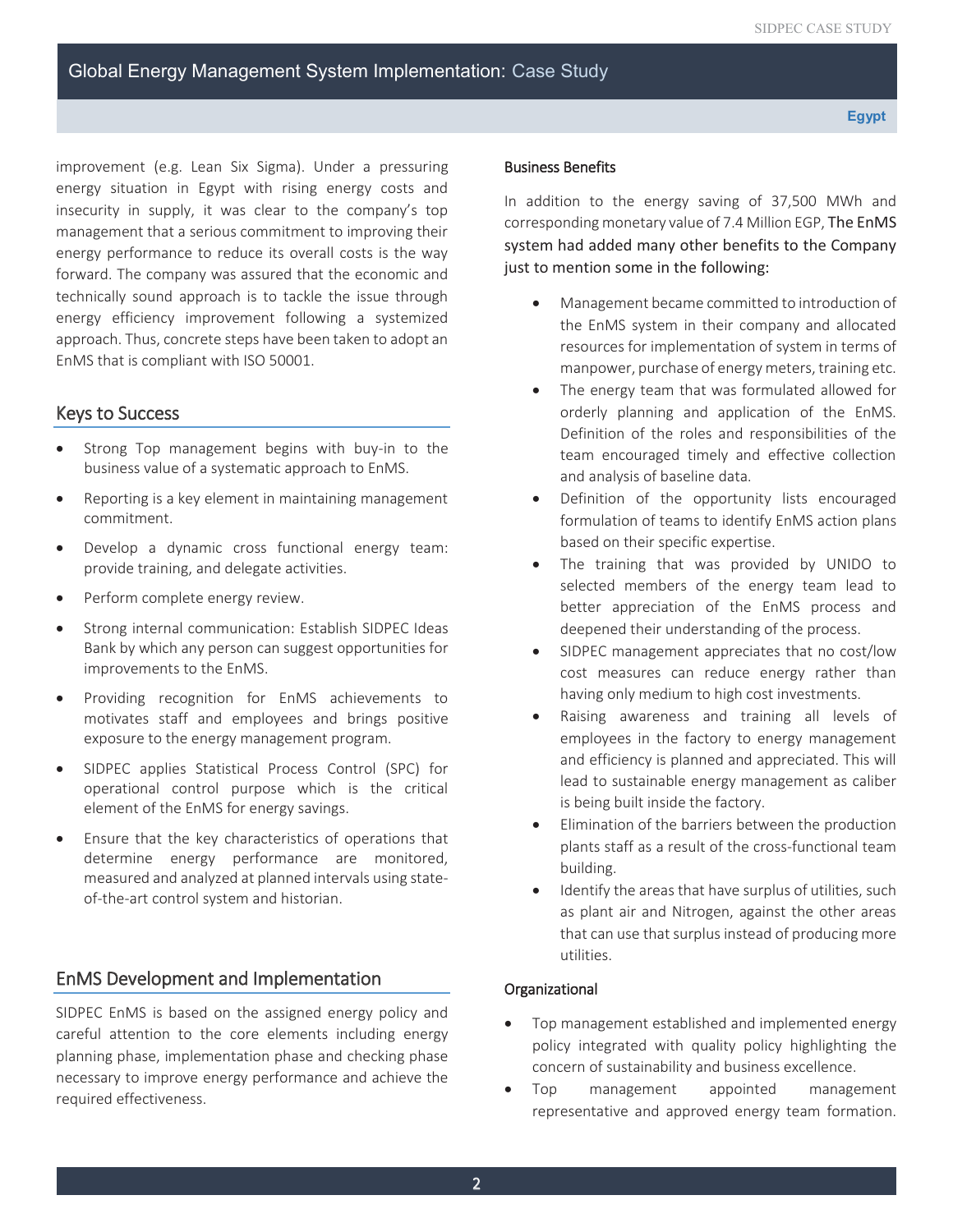improvement (e.g. Lean Six Sigma). Under a pressuring energy situation in Egypt with rising energy costs and insecurity in supply, it was clear to the company's top management that a serious commitment to improving their energy performance to reduce its overall costs is the way forward. The company was assured that the economic and technically sound approach is to tackle the issue through energy efficiency improvement following a systemized approach. Thus, concrete steps have been taken to adopt an EnMS that is compliant with ISO 50001.

## Keys to Success

- Strong Top management begins with buy-in to the business value of a systematic approach to EnMS.
- Reporting is a key element in maintaining management commitment.
- Develop a dynamic cross functional energy team: provide training, and delegate activities.
- Perform complete energy review.
- Strong internal communication: Establish SIDPEC Ideas Bank by which any person can suggest opportunities for improvements to the EnMS.
- Providing recognition for EnMS achievements to motivates staff and employees and brings positive exposure to the energy management program.
- SIDPEC applies Statistical Process Control (SPC) for operational control purpose which is the critical element of the EnMS for energy savings.
- Ensure that the key characteristics of operations that determine energy performance are monitored, measured and analyzed at planned intervals using state-of-the-art control system and historian.

## EnMS Development and Implementation

SIDPEC EnMS is based on the assigned energy policy and careful attention to the core elements including energy planning phase, implementation phase and checking phase necessary to improve energy performance and achieve the required effectiveness.

### Business Benefits

In addition to the energy saving of 37,500 MWh and corresponding monetary value of 7.4 Million EGP, The EnMS system had added many other benefits to the Company just to mention some in the following:

- Management became committed to introduction of the EnMS system in their company and allocated resources for implementation of system in terms of manpower, purchase of energy meters, training etc.
- The energy team that was formulated allowed for orderly planning and application of the EnMS. Definition of the roles and responsibilities of the team encouraged timely and effective collection and analysis of baseline data.
- Definition of the opportunity lists encouraged formulation of teams to identify EnMS action plans based on their specific expertise.
- The training that was provided by UNIDO to selected members of the energy team lead to better appreciation of the EnMS process and deepened their understanding of the process.
- SIDPEC management appreciates that no cost/low cost measures can reduce energy rather than having only medium to high cost investments.
- Raising awareness and training all levels of employees in the factory to energy management and efficiency is planned and appreciated. This will lead to sustainable energy management as caliber is being built inside the factory.
- Elimination of the barriers between the production plants staff as a result of the cross-functional team building.
- Identify the areas that have surplus of utilities, such as plant air and Nitrogen, against the other areas that can use that surplus instead of producing more utilities.

### Organizational

- Top management established and implemented energy policy integrated with quality policy highlighting the concern of sustainability and business excellence.
- Top management appointed management representative and approved energy team formation.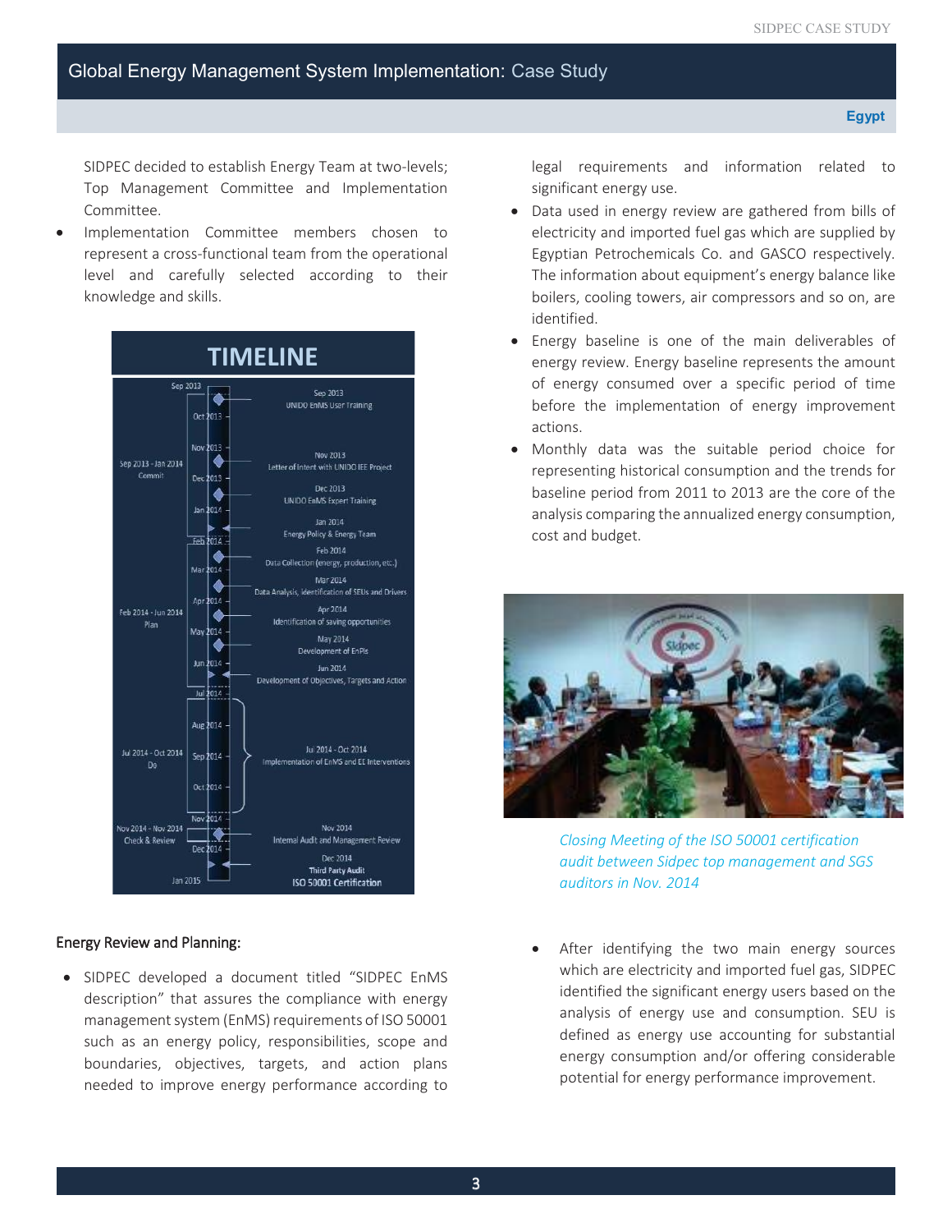SIDPEC decided to establish Energy Team at two-levels; Top Management Committee and Implementation Committee.

- Implementation Committee members chosen to represent a cross-functional team from the operational level and carefully selected according to their knowledge and skills.

## TIMELINE

| Phase | Date | Activity |
|---|---|---|
| Sep 2013 - Jan 2014 Commit | Sep 2013 | UNIDO EnMS User Training |
| | Nov 2013 | Letter of Intent with UNIDO IEE Project |
| | Dec 2013 | UNIDO EnMS Expert Training |
| | Jan 2014 | Energy Policy & Energy Team |
| Feb 2014 - Jun 2014 Plan | Feb 2014 | Data Collection (energy, production, etc.) |
| | Mar 2014 | Data Analysis, identification of SEUs and Drivers |
| | Apr 2014 | Identification of saving opportunities |
| | May 2014 | Development of EnPIs |
| | Jun 2014 | Development of Objectives, Targets and Action |
| Jul 2014 - Oct 2014 Do | Jul 2014 - Oct 2014 | Implementation of EnMS and EE Interventions |
| Nov 2014 - Nov 2014 Check & Review | Nov 2014 | Internal Audit and Management Review |
| | Dec 2014 | Third Party Audit |
| | Jan 2015 | ISO 50001 Certification |

### Energy Review and Planning:

- SIDPEC developed a document titled "SIDPEC EnMS description" that assures the compliance with energy management system (EnMS) requirements of ISO 50001 such as an energy policy, responsibilities, scope and boundaries, objectives, targets, and action plans needed to improve energy performance according to legal requirements and information related to significant energy use.
- Data used in energy review are gathered from bills of electricity and imported fuel gas which are supplied by Egyptian Petrochemicals Co. and GASCO respectively. The information about equipment's energy balance like boilers, cooling towers, air compressors and so on, are identified.
- Energy baseline is one of the main deliverables of energy review. Energy baseline represents the amount of energy consumed over a specific period of time before the implementation of energy improvement actions.
- Monthly data was the suitable period choice for representing historical consumption and the trends for baseline period from 2011 to 2013 are the core of the analysis comparing the annualized energy consumption, cost and budget.

*Closing Meeting of the ISO 50001 certification audit between Sidpec top management and SGS auditors in Nov. 2014*

- After identifying the two main energy sources which are electricity and imported fuel gas, SIDPEC identified the significant energy users based on the analysis of energy use and consumption. SEU is defined as energy use accounting for substantial energy consumption and/or offering considerable potential for energy performance improvement.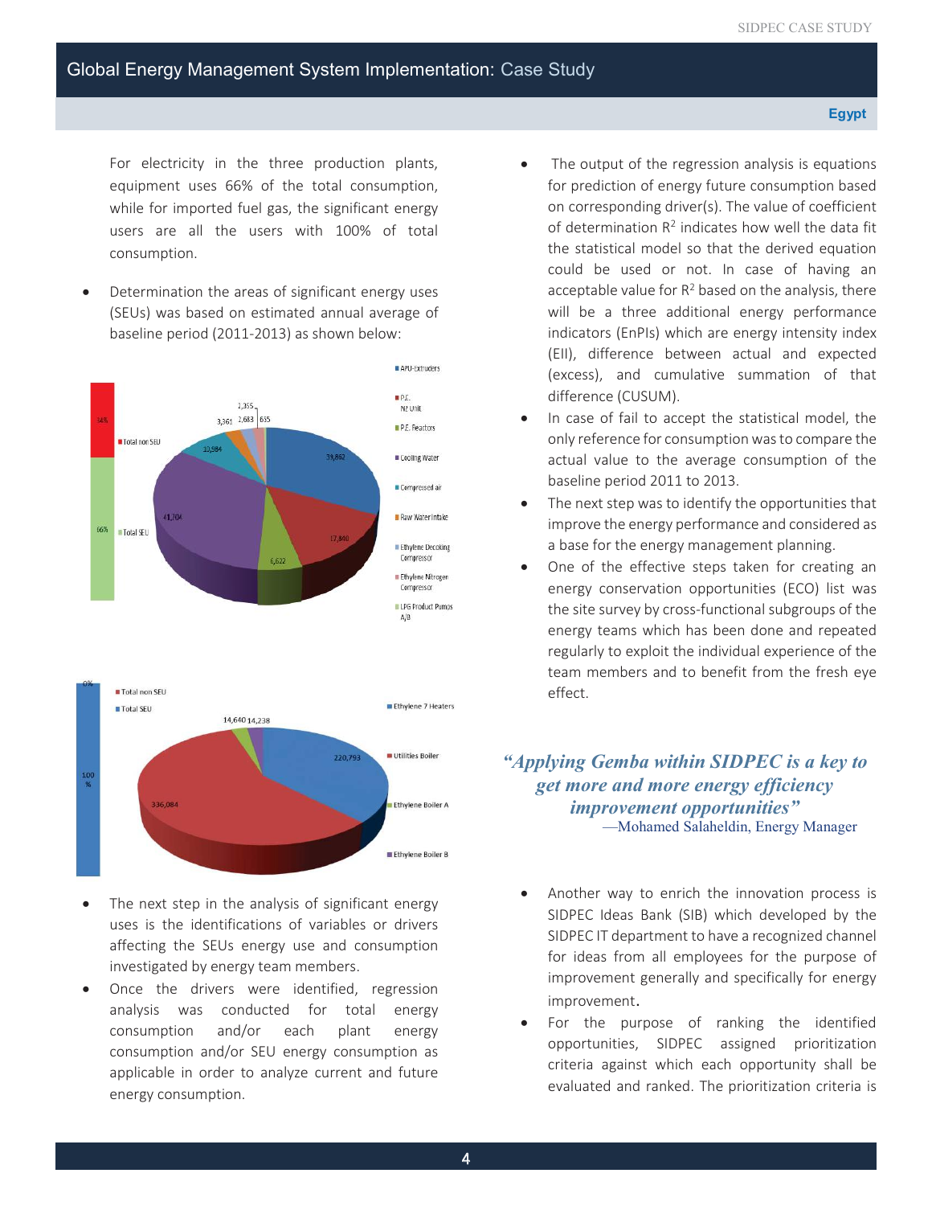For electricity in the three production plants, equipment uses 66% of the total consumption, while for imported fuel gas, the significant energy users are all the users with 100% of total consumption.

- Determination the areas of significant energy uses (SEUs) was based on estimated annual average of baseline period (2011-2013) as shown below:

- The next step in the analysis of significant energy uses is the identifications of variables or drivers affecting the SEUs energy use and consumption investigated by energy team members.
- Once the drivers were identified, regression analysis was conducted for total energy consumption and/or each plant energy consumption and/or SEU energy consumption as applicable in order to analyze current and future energy consumption.
- The output of the regression analysis is equations for prediction of energy future consumption based on corresponding driver(s). The value of coefficient of determination $R^2$ indicates how well the data fit the statistical model so that the derived equation could be used or not. In case of having an acceptable value for $R^2$ based on the analysis, there will be a three additional energy performance indicators (EnPIs) which are energy intensity index (EII), difference between actual and expected (excess), and cumulative summation of that difference (CUSUM).
- In case of fail to accept the statistical model, the only reference for consumption was to compare the actual value to the average consumption of the baseline period 2011 to 2013.
- The next step was to identify the opportunities that improve the energy performance and considered as a base for the energy management planning.
- One of the effective steps taken for creating an energy conservation opportunities (ECO) list was the site survey by cross-functional subgroups of the energy teams which has been done and repeated regularly to exploit the individual experience of the team members and to benefit from the fresh eye effect.

> ***"Applying Gemba within SIDPEC is a key to get more and more energy efficiency improvement opportunities"***
> —Mohamed Salaheldin, Energy Manager

- Another way to enrich the innovation process is SIDPEC Ideas Bank (SIB) which developed by the SIDPEC IT department to have a recognized channel for ideas from all employees for the purpose of improvement generally and specifically for energy improvement.
- For the purpose of ranking the identified opportunities, SIDPEC assigned prioritization criteria against which each opportunity shall be evaluated and ranked. The prioritization criteria is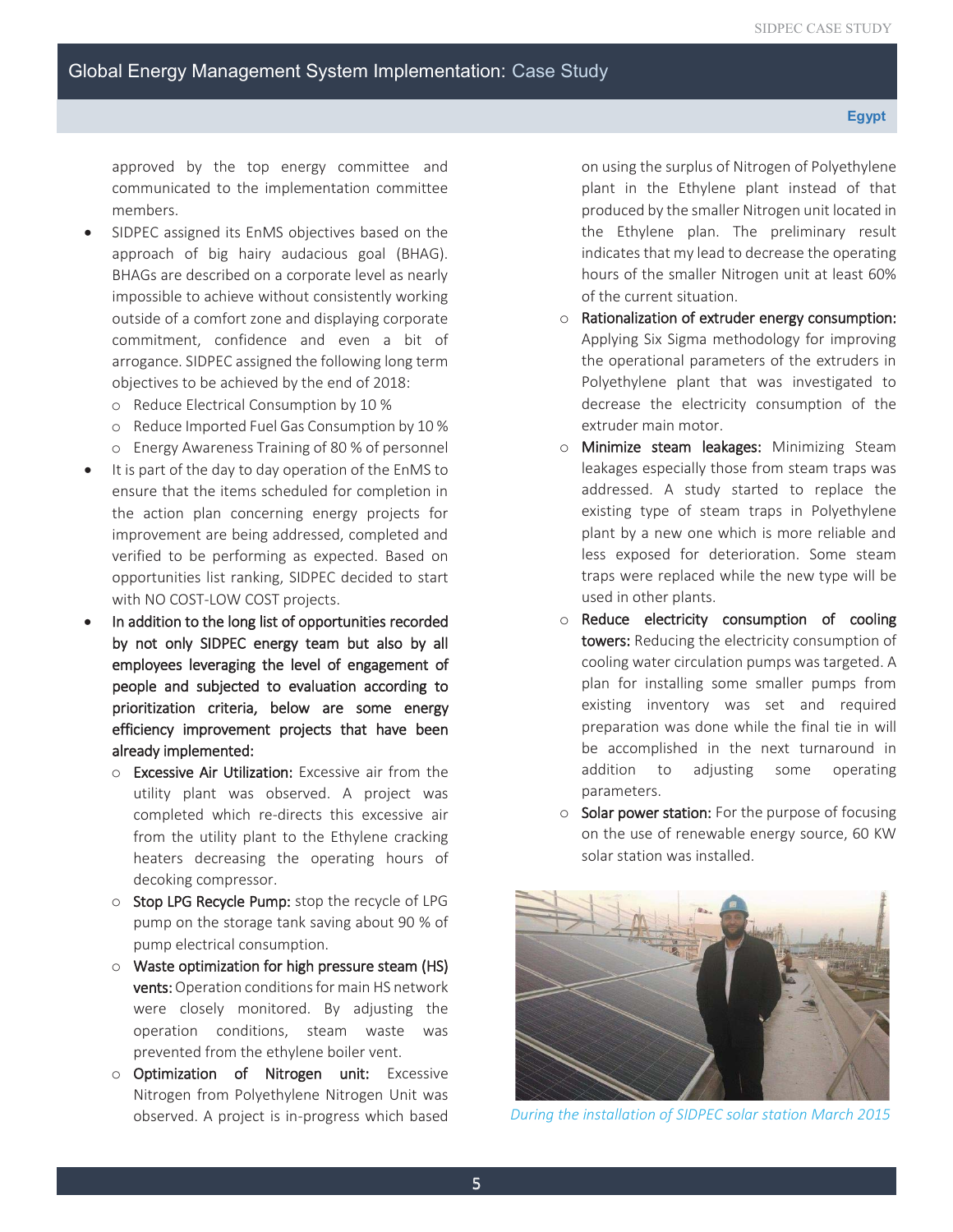approved by the top energy committee and communicated to the implementation committee members.

- SIDPEC assigned its EnMS objectives based on the approach of big hairy audacious goal (BHAG). BHAGs are described on a corporate level as nearly impossible to achieve without consistently working outside of a comfort zone and displaying corporate commitment, confidence and even a bit of arrogance. SIDPEC assigned the following long term objectives to be achieved by the end of 2018:
  - Reduce Electrical Consumption by 10 %
  - Reduce Imported Fuel Gas Consumption by 10 %
  - Energy Awareness Training of 80 % of personnel
- It is part of the day to day operation of the EnMS to ensure that the items scheduled for completion in the action plan concerning energy projects for improvement are being addressed, completed and verified to be performing as expected. Based on opportunities list ranking, SIDPEC decided to start with NO COST-LOW COST projects.
- In addition to the long list of opportunities recorded by not only SIDPEC energy team but also by all employees leveraging the level of engagement of people and subjected to evaluation according to prioritization criteria, below are some energy efficiency improvement projects that have been already implemented:
  - Excessive Air Utilization: Excessive air from the utility plant was observed. A project was completed which re-directs this excessive air from the utility plant to the Ethylene cracking heaters decreasing the operating hours of decoking compressor.
  - Stop LPG Recycle Pump: stop the recycle of LPG pump on the storage tank saving about 90 % of pump electrical consumption.
  - Waste optimization for high pressure steam (HS) vents: Operation conditions for main HS network were closely monitored. By adjusting the operation conditions, steam waste was prevented from the ethylene boiler vent.
  - Optimization of Nitrogen unit: Excessive Nitrogen from Polyethylene Nitrogen Unit was observed. A project is in-progress which based on using the surplus of Nitrogen of Polyethylene plant in the Ethylene plant instead of that produced by the smaller Nitrogen unit located in the Ethylene plan. The preliminary result indicates that my lead to decrease the operating hours of the smaller Nitrogen unit at least 60% of the current situation.
  - Rationalization of extruder energy consumption: Applying Six Sigma methodology for improving the operational parameters of the extruders in Polyethylene plant that was investigated to decrease the electricity consumption of the extruder main motor.
  - Minimize steam leakages: Minimizing Steam leakages especially those from steam traps was addressed. A study started to replace the existing type of steam traps in Polyethylene plant by a new one which is more reliable and less exposed for deterioration. Some steam traps were replaced while the new type will be used in other plants.
  - Reduce electricity consumption of cooling towers: Reducing the electricity consumption of cooling water circulation pumps was targeted. A plan for installing some smaller pumps from existing inventory was set and required preparation was done while the final tie in will be accomplished in the next turnaround in addition to adjusting some operating parameters.
  - Solar power station: For the purpose of focusing on the use of renewable energy source, 60 KW solar station was installed.

*During the installation of SIDPEC solar station March 2015*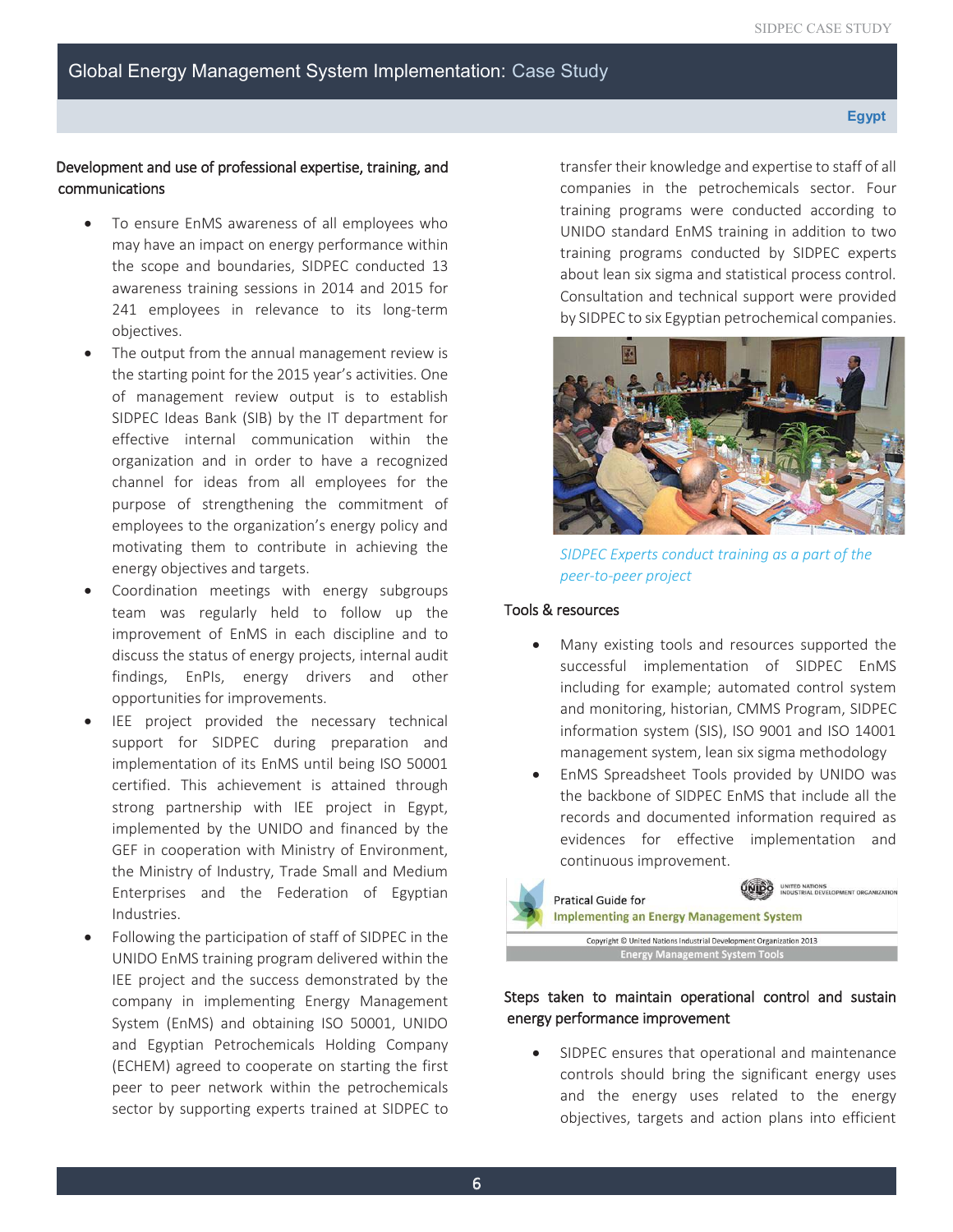Global Energy Management System Implementation: Case Study

**Egypt**

### Development and use of professional expertise, training, and communications

- To ensure EnMS awareness of all employees who may have an impact on energy performance within the scope and boundaries, SIDPEC conducted 13 awareness training sessions in 2014 and 2015 for 241 employees in relevance to its long-term objectives.
- The output from the annual management review is the starting point for the 2015 year's activities. One of management review output is to establish SIDPEC Ideas Bank (SIB) by the IT department for effective internal communication within the organization and in order to have a recognized channel for ideas from all employees for the purpose of strengthening the commitment of employees to the organization's energy policy and motivating them to contribute in achieving the energy objectives and targets.
- Coordination meetings with energy subgroups team was regularly held to follow up the improvement of EnMS in each discipline and to discuss the status of energy projects, internal audit findings, EnPIs, energy drivers and other opportunities for improvements.
- IEE project provided the necessary technical support for SIDPEC during preparation and implementation of its EnMS until being ISO 50001 certified. This achievement is attained through strong partnership with IEE project in Egypt, implemented by the UNIDO and financed by the GEF in cooperation with Ministry of Environment, the Ministry of Industry, Trade Small and Medium Enterprises and the Federation of Egyptian Industries.
- Following the participation of staff of SIDPEC in the UNIDO EnMS training program delivered within the IEE project and the success demonstrated by the company in implementing Energy Management System (EnMS) and obtaining ISO 50001, UNIDO and Egyptian Petrochemicals Holding Company (ECHEM) agreed to cooperate on starting the first peer to peer network within the petrochemicals sector by supporting experts trained at SIDPEC to transfer their knowledge and expertise to staff of all companies in the petrochemicals sector. Four training programs were conducted according to UNIDO standard EnMS training in addition to two training programs conducted by SIDPEC experts about lean six sigma and statistical process control. Consultation and technical support were provided by SIDPEC to six Egyptian petrochemical companies.

*SIDPEC Experts conduct training as a part of the peer-to-peer project*

### Tools & resources

- Many existing tools and resources supported the successful implementation of SIDPEC EnMS including for example; automated control system and monitoring, historian, CMMS Program, SIDPEC information system (SIS), ISO 9001 and ISO 14001 management system, lean six sigma methodology
- EnMS Spreadsheet Tools provided by UNIDO was the backbone of SIDPEC EnMS that include all the records and documented information required as evidences for effective implementation and continuous improvement.

Pratical Guide for Implementing an Energy Management System
UNITED NATIONS INDUSTRIAL DEVELOPMENT ORGANIZATION
Copyright © United Nations Industrial Development Organization 2013
Energy Management System Tools

### Steps taken to maintain operational control and sustain energy performance improvement

- SIDPEC ensures that operational and maintenance controls should bring the significant energy uses and the energy uses related to the energy objectives, targets and action plans into efficient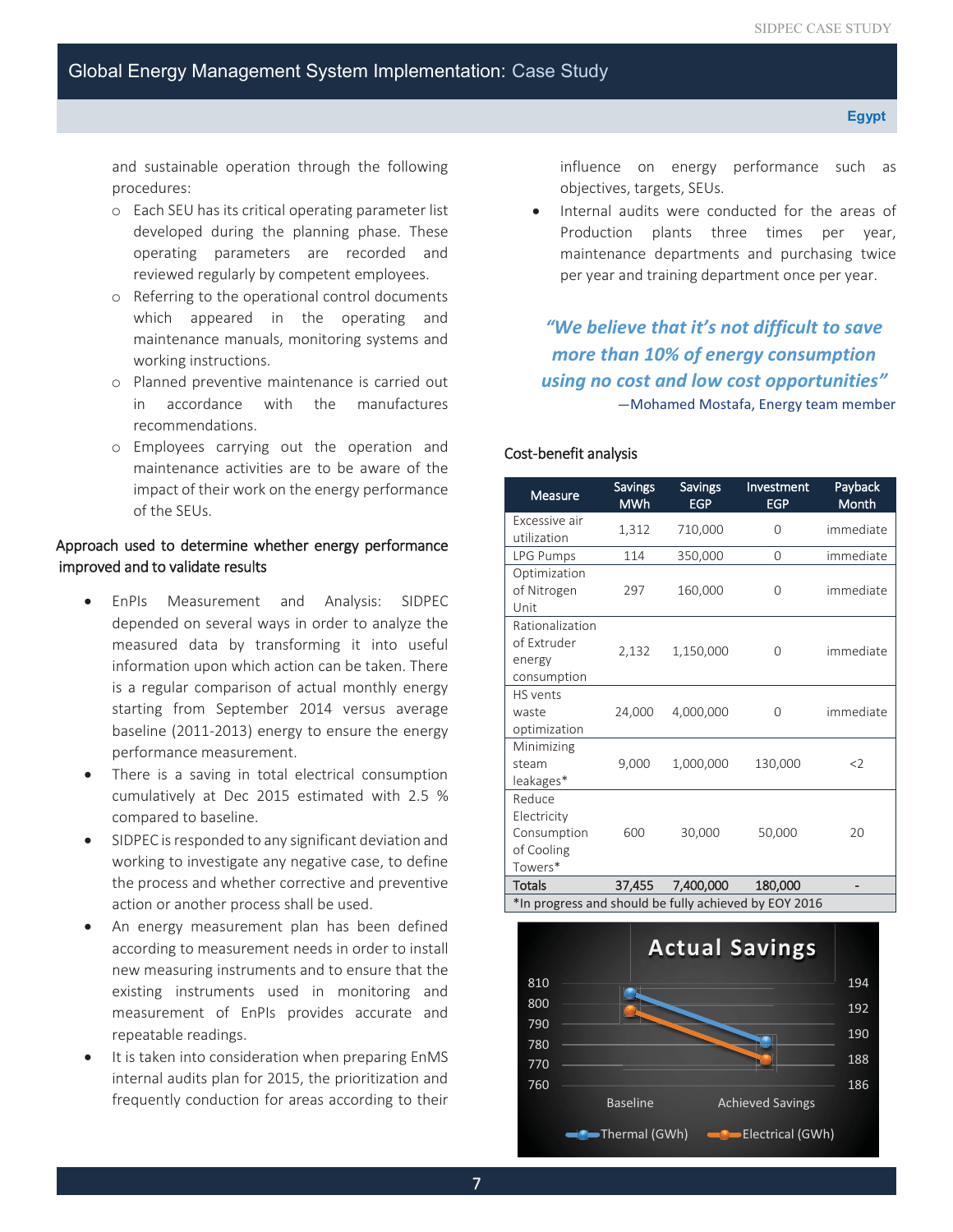and sustainable operation through the following procedures:

- Each SEU has its critical operating parameter list developed during the planning phase. These operating parameters are recorded and reviewed regularly by competent employees.
- Referring to the operational control documents which appeared in the operating and maintenance manuals, monitoring systems and working instructions.
- Planned preventive maintenance is carried out in accordance with the manufactures recommendations.
- Employees carrying out the operation and maintenance activities are to be aware of the impact of their work on the energy performance of the SEUs.

## Approach used to determine whether energy performance improved and to validate results

- EnPIs Measurement and Analysis: SIDPEC depended on several ways in order to analyze the measured data by transforming it into useful information upon which action can be taken. There is a regular comparison of actual monthly energy starting from September 2014 versus average baseline (2011-2013) energy to ensure the energy performance measurement.
- There is a saving in total electrical consumption cumulatively at Dec 2015 estimated with 2.5 % compared to baseline.
- SIDPEC is responded to any significant deviation and working to investigate any negative case, to define the process and whether corrective and preventive action or another process shall be used.
- An energy measurement plan has been defined according to measurement needs in order to install new measuring instruments and to ensure that the existing instruments used in monitoring and measurement of EnPIs provides accurate and repeatable readings.
- It is taken into consideration when preparing EnMS internal audits plan for 2015, the prioritization and frequently conduction for areas according to their influence on energy performance such as objectives, targets, SEUs.
- Internal audits were conducted for the areas of Production plants three times per year, maintenance departments and purchasing twice per year and training department once per year.

> *"We believe that it's not difficult to save more than 10% of energy consumption using no cost and low cost opportunities"*
>
> —Mohamed Mostafa, Energy team member

### Cost-benefit analysis

| Measure | Savings MWh | Savings EGP | Investment EGP | Payback Month |
|---|---|---|---|---|
| Excessive air utilization | 1,312 | 710,000 | 0 | immediate |
| LPG Pumps | 114 | 350,000 | 0 | immediate |
| Optimization of Nitrogen Unit | 297 | 160,000 | 0 | immediate |
| Rationalization of Extruder energy consumption | 2,132 | 1,150,000 | 0 | immediate |
| HS vents waste optimization | 24,000 | 4,000,000 | 0 | immediate |
| Minimizing steam leakages* | 9,000 | 1,000,000 | 130,000 | <2 |
| Reduce Electricity Consumption of Cooling Towers* | 600 | 30,000 | 50,000 | 20 |
| **Totals** | **37,455** | **7,400,000** | **180,000** | - |

*In progress and should be fully achieved by EOY 2016

**Actual Savings**

| | Baseline | Achieved Savings |
|---|---|---|
| Thermal (GWh) | ~803 | ~779 |
| Electrical (GWh) | ~192.3 | ~188.2 |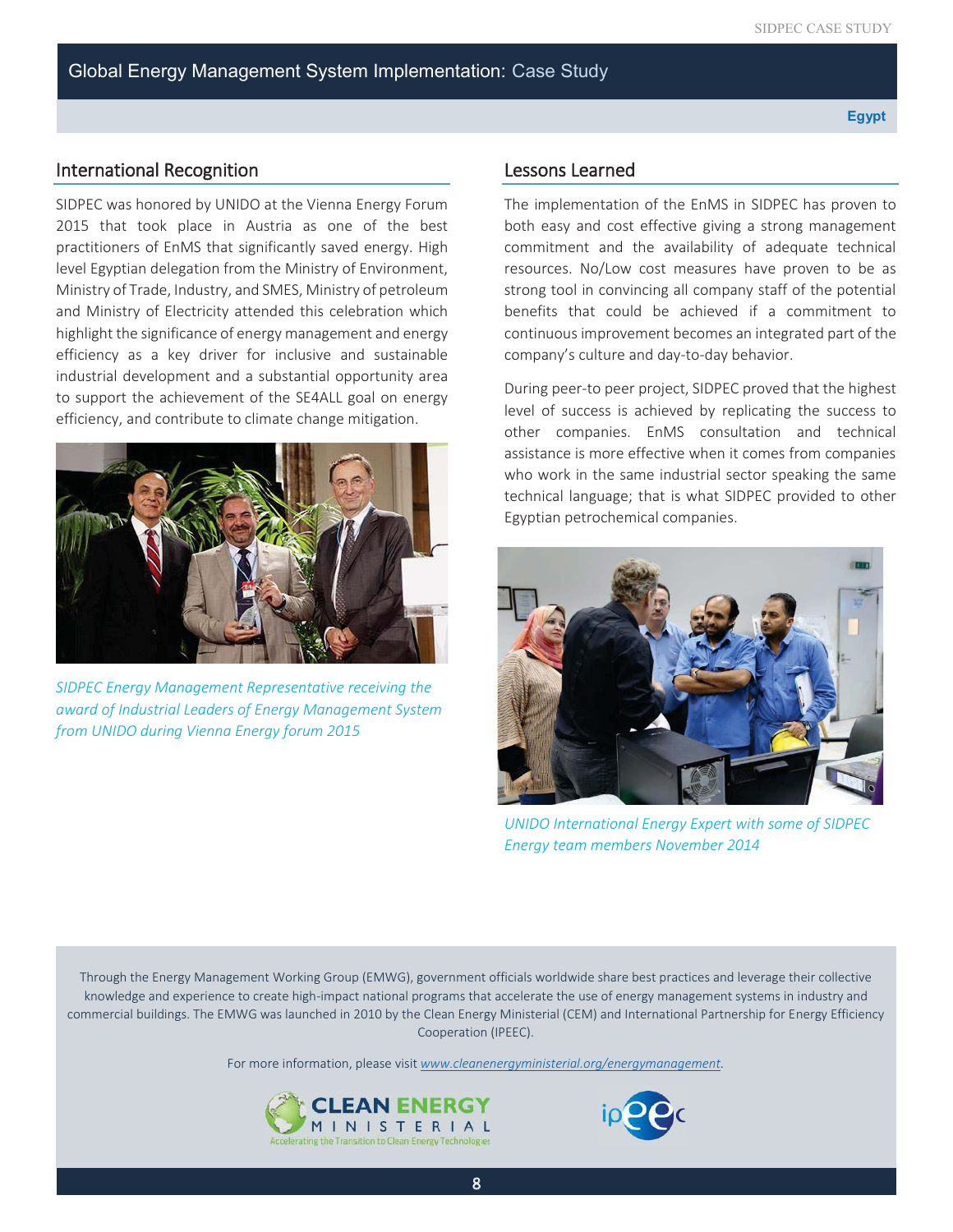# Global Energy Management System Implementation: Case Study

**Egypt**

## International Recognition

SIDPEC was honored by UNIDO at the Vienna Energy Forum 2015 that took place in Austria as one of the best practitioners of EnMS that significantly saved energy. High level Egyptian delegation from the Ministry of Environment, Ministry of Trade, Industry, and SMES, Ministry of petroleum and Ministry of Electricity attended this celebration which highlight the significance of energy management and energy efficiency as a key driver for inclusive and sustainable industrial development and a substantial opportunity area to support the achievement of the SE4ALL goal on energy efficiency, and contribute to climate change mitigation.

*SIDPEC Energy Management Representative receiving the award of Industrial Leaders of Energy Management System from UNIDO during Vienna Energy forum 2015*

## Lessons Learned

The implementation of the EnMS in SIDPEC has proven to both easy and cost effective giving a strong management commitment and the availability of adequate technical resources. No/Low cost measures have proven to be as strong tool in convincing all company staff of the potential benefits that could be achieved if a commitment to continuous improvement becomes an integrated part of the company's culture and day-to-day behavior.

During peer-to peer project, SIDPEC proved that the highest level of success is achieved by replicating the success to other companies. EnMS consultation and technical assistance is more effective when it comes from companies who work in the same industrial sector speaking the same technical language; that is what SIDPEC provided to other Egyptian petrochemical companies.

*UNIDO International Energy Expert with some of SIDPEC Energy team members November 2014*

Through the Energy Management Working Group (EMWG), government officials worldwide share best practices and leverage their collective knowledge and experience to create high-impact national programs that accelerate the use of energy management systems in industry and commercial buildings. The EMWG was launched in 2010 by the Clean Energy Ministerial (CEM) and International Partnership for Energy Efficiency Cooperation (IPEEC).

For more information, please visit [www.cleanenergyministerial.org/energymanagement](www.cleanenergyministerial.org/energymanagement).

CLEAN ENERGY MINISTERIAL
Accelerating the Transition to Clean Energy Technologies

ipeec